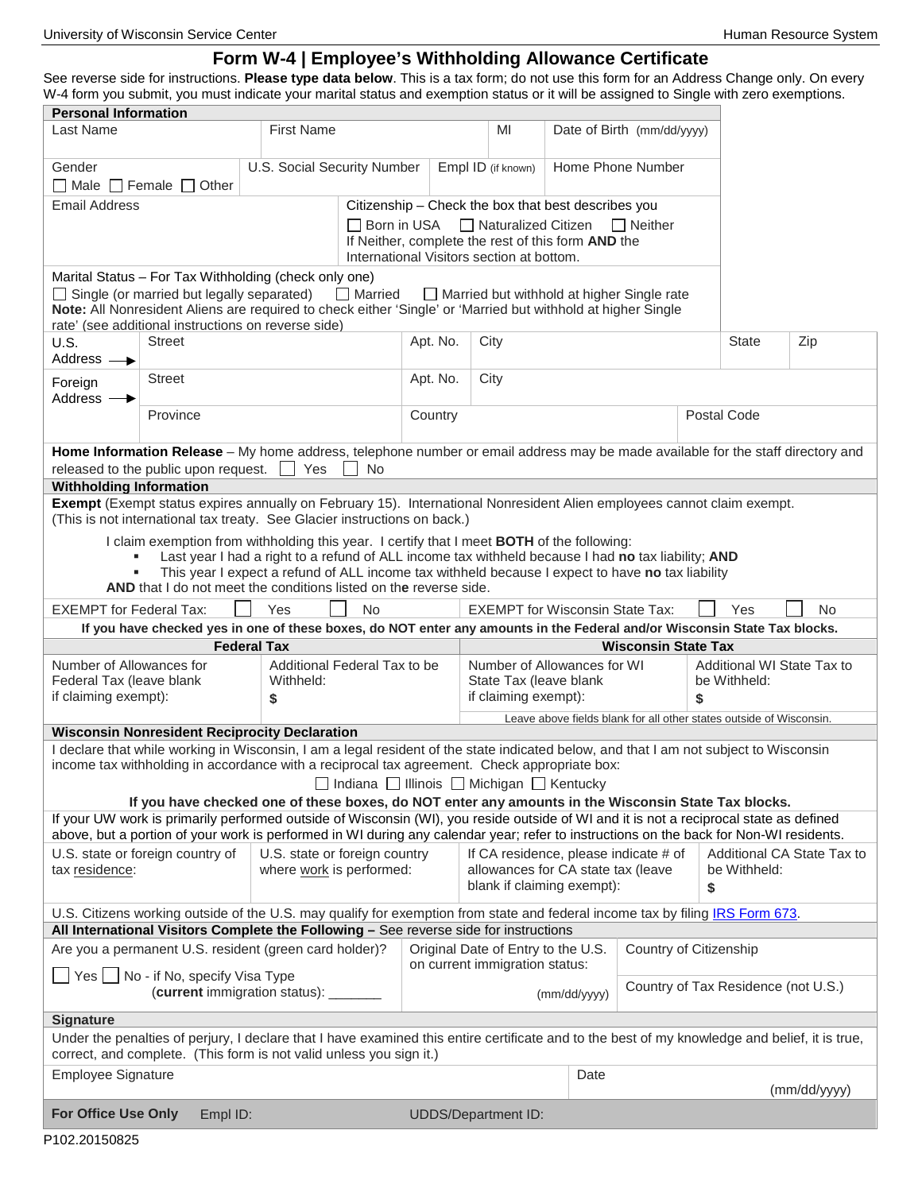# Form W-4 | Employee's Withholding Allowance Certificate

See reverse side for instructions. **Please type data below**. This is a tax form; do not use this form for an Address Change only. On every W-4 form you submit, you must indicate your marital status and exemption status or it will be assigned to Single with zero exemptions.

## Personal Information

| Last Name | First Name | MI | Date of Birth (mm/dd/yyyy) |
|---|---|---|---|
| | | | |

| Gender ☐ Male ☐ Female ☐ Other | U.S. Social Security Number | Empl ID (if known) | Home Phone Number |
|---|---|---|---|

Email Address

Citizenship – Check the box that best describes you
☐ Born in USA ☐ Naturalized Citizen ☐ Neither
If Neither, complete the rest of this form **AND** the International Visitors section at bottom.

Marital Status – For Tax Withholding (check only one)
☐ Single (or married but legally separated) ☐ Married ☐ Married but withhold at higher Single rate
**Note:** All Nonresident Aliens are required to check either 'Single' or 'Married but withhold at higher Single rate' (see additional instructions on reverse side)

| U.S. Address → | Street | Apt. No. | City | State | Zip |
|---|---|---|---|---|---|

| Foreign Address → | Street | Apt. No. | City |
|---|---|---|---|
| | Province | Country | Postal Code |

**Home Information Release** – My home address, telephone number or email address may be made available for the staff directory and released to the public upon request. ☐ Yes ☐ No

## Withholding Information

**Exempt** (Exempt status expires annually on February 15). International Nonresident Alien employees cannot claim exempt. (This is not international tax treaty. See Glacier instructions on back.)

I claim exemption from withholding this year. I certify that I meet **BOTH** of the following:

- Last year I had a right to a refund of ALL income tax withheld because I had **no** tax liability; **AND**
- This year I expect a refund of ALL income tax withheld because I expect to have **no** tax liability

**AND** that I do not meet the conditions listed on the reverse side.

EXEMPT for Federal Tax: ☐ Yes ☐ No   EXEMPT for Wisconsin State Tax: ☐ Yes ☐ No

**If you have checked yes in one of these boxes, do NOT enter any amounts in the Federal and/or Wisconsin State Tax blocks.**

| **Federal Tax** | | **Wisconsin State Tax** | |
|---|---|---|---|
| Number of Allowances for Federal Tax (leave blank if claiming exempt): | Additional Federal Tax to be Withheld: **$** | Number of Allowances for WI State Tax (leave blank if claiming exempt): | Additional WI State Tax to be Withheld: **$** |

Leave above fields blank for all other states outside of Wisconsin.

## Wisconsin Nonresident Reciprocity Declaration

I declare that while working in Wisconsin, I am a legal resident of the state indicated below, and that I am not subject to Wisconsin income tax withholding in accordance with a reciprocal tax agreement. Check appropriate box:

☐ Indiana ☐ Illinois ☐ Michigan ☐ Kentucky

**If you have checked one of these boxes, do NOT enter any amounts in the Wisconsin State Tax blocks.**

If your UW work is primarily performed outside of Wisconsin (WI), you reside outside of WI and it is not a reciprocal state as defined above, but a portion of your work is performed in WI during any calendar year; refer to instructions on the back for Non-WI residents.

| U.S. state or foreign country of tax residence: | U.S. state or foreign country where work is performed: | If CA residence, please indicate # of allowances for CA state tax (leave blank if claiming exempt): | Additional CA State Tax to be Withheld: **$** |
|---|---|---|---|

U.S. Citizens working outside of the U.S. may qualify for exemption from state and federal income tax by filing IRS Form 673.

## All International Visitors Complete the Following – See reverse side for instructions

| Are you a permanent U.S. resident (green card holder)? ☐ Yes ☐ No - if No, specify Visa Type (**current** immigration status): _______ | Original Date of Entry to the U.S. on current immigration status: (mm/dd/yyyy) | Country of Citizenship / Country of Tax Residence (not U.S.) |
|---|---|---|

## Signature

Under the penalties of perjury, I declare that I have examined this entire certificate and to the best of my knowledge and belief, it is true, correct, and complete. (This form is not valid unless you sign it.)

| Employee Signature | Date (mm/dd/yyyy) |
|---|---|

**For Office Use Only** Empl ID: UDDS/Department ID:

P102.20150825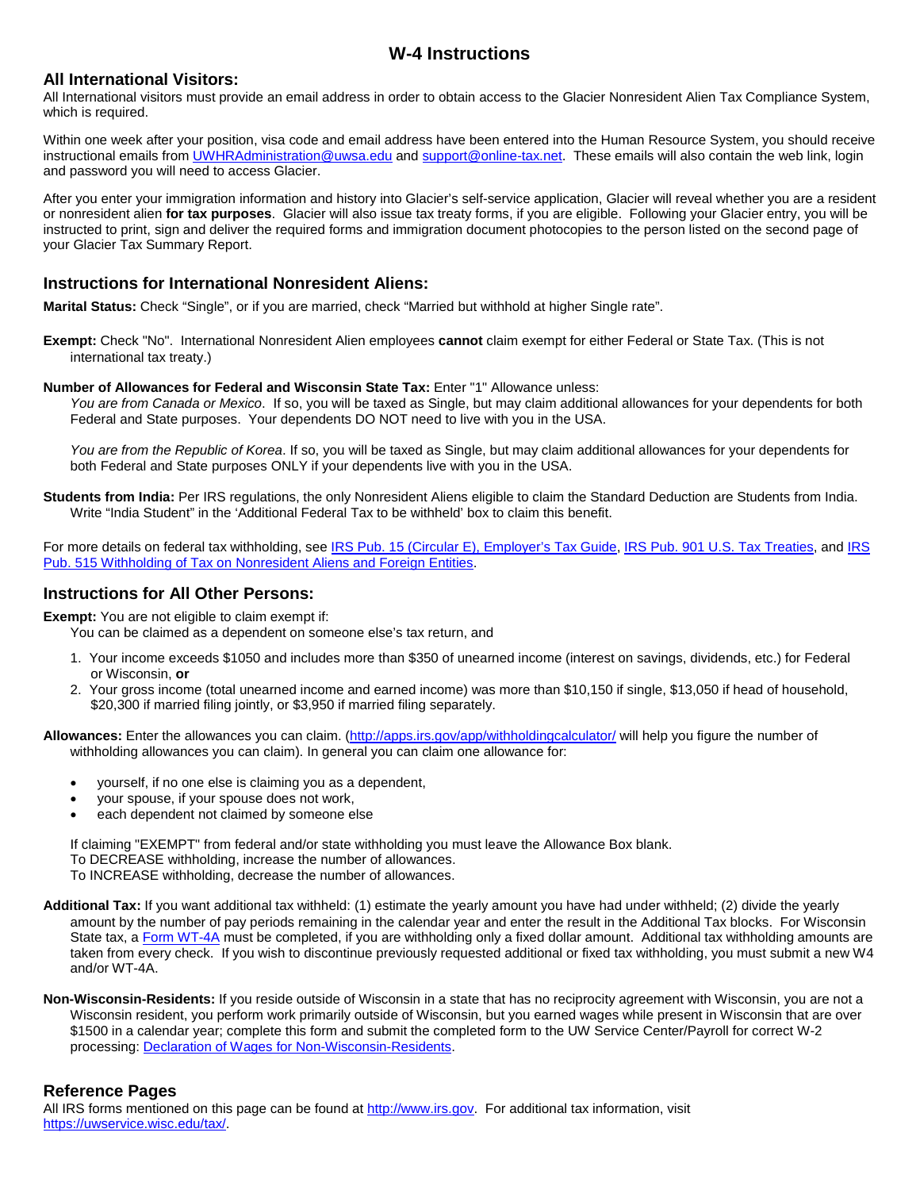# W-4 Instructions

## All International Visitors:

All International visitors must provide an email address in order to obtain access to the Glacier Nonresident Alien Tax Compliance System, which is required.

Within one week after your position, visa code and email address have been entered into the Human Resource System, you should receive instructional emails from [UWHRAdministration@uwsa.edu](mailto:UWHRAdministration@uwsa.edu) and [support@online-tax.net](mailto:support@online-tax.net). These emails will also contain the web link, login and password you will need to access Glacier.

After you enter your immigration information and history into Glacier's self-service application, Glacier will reveal whether you are a resident or nonresident alien **for tax purposes**. Glacier will also issue tax treaty forms, if you are eligible. Following your Glacier entry, you will be instructed to print, sign and deliver the required forms and immigration document photocopies to the person listed on the second page of your Glacier Tax Summary Report.

## Instructions for International Nonresident Aliens:

**Marital Status:** Check "Single", or if you are married, check "Married but withhold at higher Single rate".

**Exempt:** Check "No". International Nonresident Alien employees **cannot** claim exempt for either Federal or State Tax. (This is not international tax treaty.)

**Number of Allowances for Federal and Wisconsin State Tax:** Enter "1" Allowance unless:

*You are from Canada or Mexico*. If so, you will be taxed as Single, but may claim additional allowances for your dependents for both Federal and State purposes. Your dependents DO NOT need to live with you in the USA.

*You are from the Republic of Korea*. If so, you will be taxed as Single, but may claim additional allowances for your dependents for both Federal and State purposes ONLY if your dependents live with you in the USA.

**Students from India:** Per IRS regulations, the only Nonresident Aliens eligible to claim the Standard Deduction are Students from India. Write "India Student" in the 'Additional Federal Tax to be withheld' box to claim this benefit.

For more details on federal tax withholding, see IRS Pub. 15 (Circular E), Employer's Tax Guide, IRS Pub. 901 U.S. Tax Treaties, and IRS Pub. 515 Withholding of Tax on Nonresident Aliens and Foreign Entities.

## Instructions for All Other Persons:

**Exempt:** You are not eligible to claim exempt if:

You can be claimed as a dependent on someone else's tax return, and

1. Your income exceeds $1050 and includes more than $350 of unearned income (interest on savings, dividends, etc.) for Federal or Wisconsin, **or**
2. Your gross income (total unearned income and earned income) was more than $10,150 if single, $13,050 if head of household, $20,300 if married filing jointly, or $3,950 if married filing separately.

**Allowances:** Enter the allowances you can claim. (http://apps.irs.gov/app/withholdingcalculator/ will help you figure the number of withholding allowances you can claim). In general you can claim one allowance for:

- yourself, if no one else is claiming you as a dependent,
- your spouse, if your spouse does not work,
- each dependent not claimed by someone else

If claiming "EXEMPT" from federal and/or state withholding you must leave the Allowance Box blank.
To DECREASE withholding, increase the number of allowances.
To INCREASE withholding, decrease the number of allowances.

**Additional Tax:** If you want additional tax withheld: (1) estimate the yearly amount you have had under withheld; (2) divide the yearly amount by the number of pay periods remaining in the calendar year and enter the result in the Additional Tax blocks. For Wisconsin State tax, a Form WT-4A must be completed, if you are withholding only a fixed dollar amount. Additional tax withholding amounts are taken from every check. If you wish to discontinue previously requested additional or fixed tax withholding, you must submit a new W4 and/or WT-4A.

**Non-Wisconsin-Residents:** If you reside outside of Wisconsin in a state that has no reciprocity agreement with Wisconsin, you are not a Wisconsin resident, you perform work primarily outside of Wisconsin, but you earned wages while present in Wisconsin that are over $1500 in a calendar year; complete this form and submit the completed form to the UW Service Center/Payroll for correct W-2 processing: Declaration of Wages for Non-Wisconsin-Residents.

## Reference Pages

All IRS forms mentioned on this page can be found at http://www.irs.gov. For additional tax information, visit https://uwservice.wisc.edu/tax/.